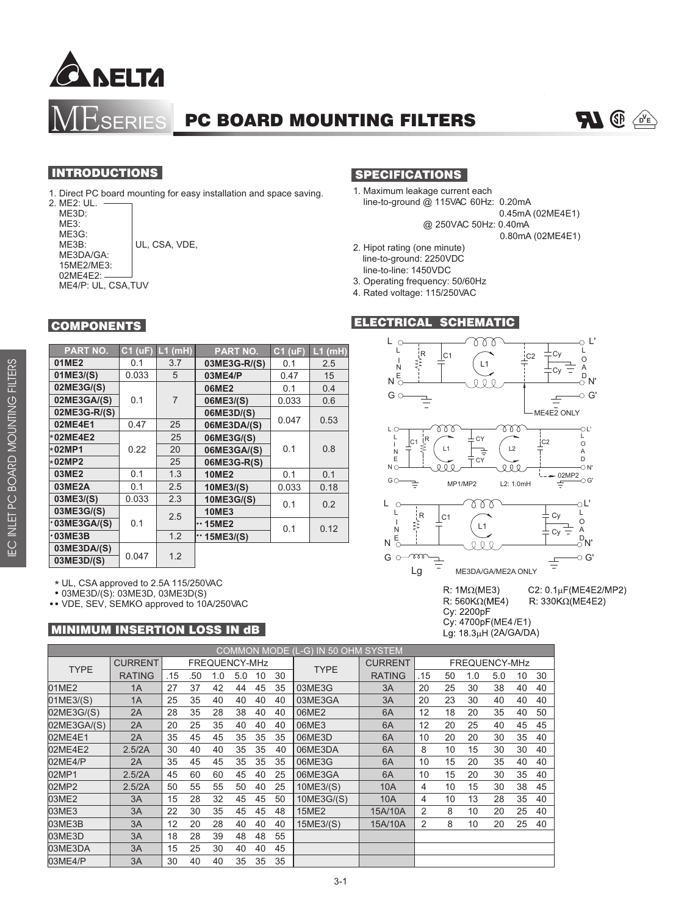# ME SERIES PC BOARD MOUNTING FILTERS

## INTRODUCTIONS

1. Direct PC board mounting for easy installation and space saving.
2. ME2: UL.
   ME3D:
   ME3:
   ME3G:
   ME3B: UL, CSA, VDE,
   ME3DA/GA:
   15ME2/ME3:
   02ME4E2:
   ME4/P: UL, CSA,TUV

## SPECIFICATIONS

1. Maximum leakage current each line-to-ground @ 115VAC 60Hz: 0.20mA
   0.45mA (02ME4E1)
   @ 250VAC 50Hz: 0.40mA
   0.80mA (02ME4E1)
2. Hipot rating (one minute)
   line-to-ground: 2250VDC
   line-to-line: 1450VDC
3. Operating frequency: 50/60Hz
4. Rated voltage: 115/250VAC

## COMPONENTS

| PART NO. | C1 (uF) | L1 (mH) | PART NO. | C1 (uF) | L1 (mH) |
|---|---|---|---|---|---|
| 01ME2 | 0.1 | 3.7 | 03ME3G-R/(S) | 0.1 | 2.5 |
| 01ME3/(S) | 0.033 | 5 | 03ME4/P | 0.47 | 15 |
| 02ME3G/(S) | 0.1 | 7 | 06ME2 | 0.1 | 0.4 |
| 02ME3GA/(S) | | | 06ME3/(S) | 0.033 | 0.6 |
| 02ME3G-R/(S) | | | 06ME3D/(S) | 0.047 | 0.53 |
| 02ME4E1 | 0.47 | 25 | 06ME3DA/(S) | | |
| *02ME4E2 | 0.22 | 25 | 06ME3G/(S) | 0.1 | 0.8 |
| *02MP1 | | 20 | 06ME3GA/(S) | | |
| *02MP2 | | 25 | 06ME3G-R(S) | | |
| 03ME2 | 0.1 | 1.3 | 10ME2 | 0.1 | 0.1 |
| 03ME2A | 0.1 | 2.5 | 10ME3/(S) | 0.033 | 0.18 |
| 03ME3/(S) | 0.033 | 2.3 | 10ME3G/(S) | 0.1 | 0.2 |
| 03ME3G/(S) | 0.1 | 2.5 | 10ME3 | | |
| •03ME3GA/(S) | | | •• 15ME2 | 0.1 | 0.12 |
| •03ME3B | | 1.2 | •• 15ME3/(S) | | |
| 03ME3DA/(S) | 0.047 | 1.2 | | | |
| 03ME3D/(S) | | | | | |

\* UL, CSA approved to 2.5A 115/250VAC
• 03ME3D/(S): 03ME3D, 03ME3D(S)
•• VDE, SEV, SEMKO approved to 10A/250VAC

## ELECTRICAL SCHEMATIC

ME4E2 ONLY

MP1/MP2 L2: 1.0mH 02MP2

ME3DA/GA/ME2A ONLY

R: 1MΩ(ME3) C2: 0.1μF(ME4E2/MP2)
R: 560KΩ(ME4) R: 330KΩ(ME4E2)
Cy: 2200pF
Cy: 4700pF(ME4/E1)
Lg: 18.3μH (2A/GA/DA)

## MINIMUM INSERTION LOSS IN dB

COMMON MODE (L-G) IN 50 OHM SYSTEM

| TYPE | CURRENT RATING | FREQUENCY-MHz .15 | .50 | 1.0 | 5.0 | 10 | 30 | TYPE | CURRENT RATING | FREQUENCY-MHz .15 | 50 | 1.0 | 5.0 | 10 | 30 |
|---|---|---|---|---|---|---|---|---|---|---|---|---|---|---|---|
| 01ME2 | 1A | 27 | 37 | 42 | 44 | 45 | 35 | 03ME3G | 3A | 20 | 25 | 30 | 38 | 40 | 40 |
| 01ME3/(S) | 1A | 25 | 35 | 40 | 40 | 40 | 40 | 03ME3GA | 3A | 20 | 23 | 30 | 40 | 40 | 40 |
| 02ME3G/(S) | 2A | 28 | 35 | 28 | 38 | 40 | 40 | 06ME2 | 6A | 12 | 18 | 20 | 35 | 40 | 50 |
| 02ME3GA/(S) | 2A | 20 | 25 | 35 | 40 | 40 | 40 | 06ME3 | 6A | 12 | 20 | 25 | 40 | 45 | 45 |
| 02ME4E1 | 2A | 35 | 45 | 45 | 35 | 35 | 35 | 06ME3D | 6A | 10 | 20 | 20 | 30 | 35 | 40 |
| 02ME4E2 | 2.5/2A | 30 | 40 | 40 | 35 | 35 | 40 | 06ME3DA | 6A | 8 | 10 | 15 | 30 | 30 | 40 |
| 02ME4/P | 2A | 35 | 45 | 45 | 35 | 35 | 35 | 06ME3G | 6A | 10 | 15 | 20 | 35 | 40 | 40 |
| 02MP1 | 2.5/2A | 45 | 60 | 60 | 45 | 40 | 25 | 06ME3GA | 6A | 10 | 15 | 20 | 30 | 35 | 40 |
| 02MP2 | 2.5/2A | 50 | 55 | 55 | 50 | 40 | 25 | 10ME3/(S) | 10A | 4 | 10 | 15 | 30 | 38 | 45 |
| 03ME2 | 3A | 15 | 28 | 32 | 45 | 45 | 50 | 10ME3G/(S) | 10A | 4 | 10 | 13 | 28 | 35 | 40 |
| 03ME3 | 3A | 22 | 30 | 35 | 45 | 45 | 48 | 15ME2 | 15A/10A | 2 | 8 | 10 | 20 | 25 | 40 |
| 03ME3B | 3A | 12 | 20 | 28 | 40 | 40 | 40 | 15ME3/(S) | 15A/10A | 2 | 8 | 10 | 20 | 25 | 40 |
| 03ME3D | 3A | 18 | 28 | 39 | 48 | 48 | 55 | | | | | | | | |
| 03ME3DA | 3A | 15 | 25 | 30 | 40 | 40 | 45 | | | | | | | | |
| 03ME4/P | 3A | 30 | 40 | 40 | 35 | 35 | 35 | | | | | | | | |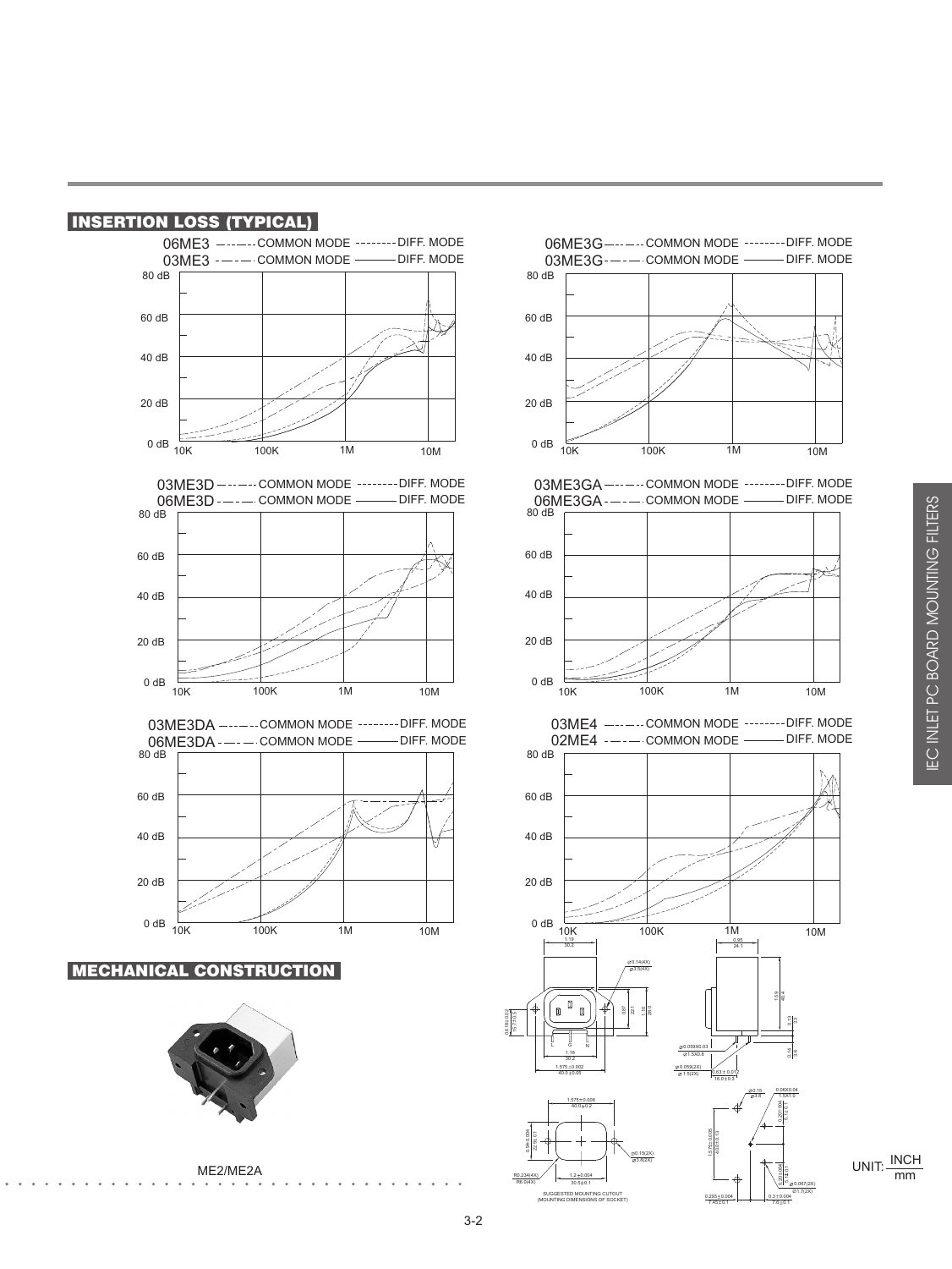## INSERTION LOSS (TYPICAL)

06ME3 ------ COMMON MODE -------- DIFF. MODE
03ME3 ------ COMMON MODE ——— DIFF. MODE

80 dB, 60 dB, 40 dB, 20 dB, 0 dB — 10K, 100K, 1M, 10M

06ME3G ------ COMMON MODE -------- DIFF. MODE
03ME3G ------ COMMON MODE ——— DIFF. MODE

80 dB, 60 dB, 40 dB, 20 dB, 0 dB — 10K, 100K, 1M, 10M

03ME3D ------ COMMON MODE -------- DIFF. MODE
06ME3D ------ COMMON MODE ——— DIFF. MODE

80 dB, 60 dB, 40 dB, 20 dB, 0 dB — 10K, 100K, 1M, 10M

03ME3GA ------ COMMON MODE -------- DIFF. MODE
06ME3GA ------ COMMON MODE ——— DIFF. MODE

80 dB, 60 dB, 40 dB, 20 dB, 0 dB — 10K, 100K, 1M, 10M

03ME3DA ------ COMMON MODE -------- DIFF. MODE
06ME3DA ------ COMMON MODE ——— DIFF. MODE

80 dB, 60 dB, 40 dB, 20 dB, 0 dB — 10K, 100K, 1M, 10M

03ME4 ------ COMMON MODE -------- DIFF. MODE
02ME4 ------ COMMON MODE ——— DIFF. MODE

80 dB, 60 dB, 40 dB, 20 dB, 0 dB — 10K, 100K, 1M, 10M

## MECHANICAL CONSTRUCTION

ME2/ME2A

1.19 / 30.2; ⌀0.14(4X) / ⌀3.5(4X); 0.87 / 22.1; 1.10 / 28.0; 0.618±0.02 / 15.7±0.5; 1.18 / 30.2; 1.575±0.002 / 40.0±0.05; L G N

0.95 / 24.1; 1.59 / 40.4; 0.13 / 3.3; 0.14 / 3.6; ⌀0.059X0.03 / ⌀1.5X0.8; ⌀0.059(2X) / ⌀1.5(2X); 0.63±0.012 / 16.0±0.3

1.575±0.008 / 40.0±0.2; 0.9±0.004 / 22.9±0.1; ⌀0.15(2X) / ⌀3.8(2X); R0.234(4X) / R6.0(4X); 1.2±0.004 / 30.5±0.1

SUGGESTED MOUNTING CUTOUT (MOUNTING DIMENSIONS OF SOCKET)

⌀0.15 / ⌀3.8; 0.06X0.04 / 1.5X1.0; 0.201±0.004 / 5.1±0.1; 1.575±0.008 / 40.0±0.13; 0.201±0.004 / 5.1±0.1; ⌀0.067(2X) / ⌀1.7(2X); 0.293±0.004 / 7.45±0.1; 0.3±0.004 / 7.6±0.1

UNIT: INCH / mm

IEC INLET PC BOARD MOUNTING FILTERS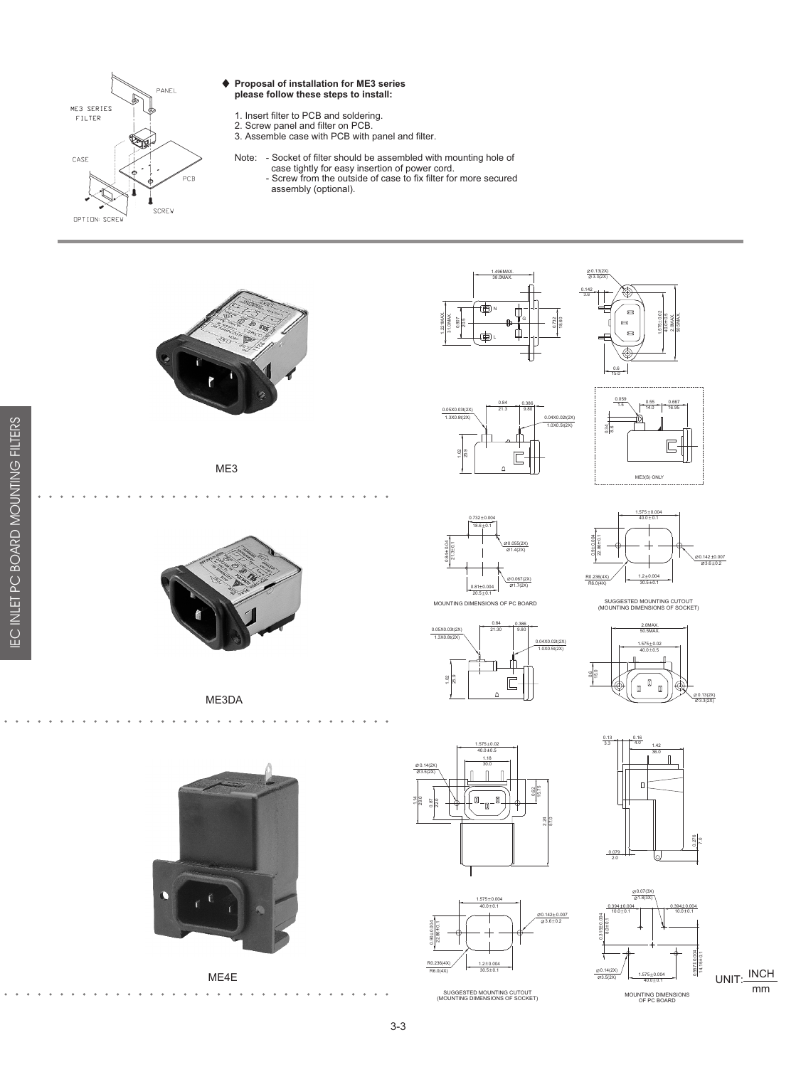## ◆ Proposal of installation for ME3 series please follow these steps to install:

1. Insert filter to PCB and soldering.
2. Screw panel and filter on PCB.
3. Assemble case with PCB with panel and filter.

Note:
- Socket of filter should be assembled with mounting hole of case tightly for easy insertion of power cord.
- Screw from the outside of case to fix filter for more secured assembly (optional).

PANEL

ME3 SERIES FILTER

CASE

PCB

SCREW

OPTION: SCREW

IEC INLET PC BOARD MOUNTING FILTERS

ME3

1.496MAX.
38.0MAX.

1.22MAX.
31.0MAX.

0.807
20.5

0.732
18.60

N

G

L

Ø0.13(2X)
Ø3.3(2X)

0.142
3.6

1.575±0.02
40.0±0.5

2.0MAX.
50.5MAX.

0.6
15.0

0.84
21.3

0.386
9.80

0.05X0.03t(2X)
1.3X0.8t(2X)

0.04X0.02t(2X)
1.0X0.5t(2X)

1.02
25.9

0.059
1.5

0.55
14.0

0.667
16.95

0.34
8.6

ME3(S) ONLY

ME3DA

0.732±0.004
18.6±0.1

0.84±0.04
21.3±0.1

Ø0.055(2X)
Ø1.4(2X)

Ø0.067(2X)
Ø1.7(2X)

0.81±0.004
20.5±0.1

MOUNTING DIMENSIONS OF PC BOARD

1.575±0.004
40.0±0.1

0.9±0.004
22.86±0.1

Ø0.142±0.007
Ø3.6±0.2

R0.236(4X)
R6.0(4X)

1.2±0.004
30.5±0.1

SUGGESTED MOUNTING CUTOUT
(MOUNTING DIMENSIONS OF SOCKET)

0.84
21.30

0.386
9.80

0.05X0.03t(2X)
1.3X0.8t(2X)

0.04X0.02t(2X)
1.0X0.5t(2X)

1.02
25.9

2.0MAX.
50.5MAX.

1.575±0.02
40.0±0.5

0.6
15.0

Ø0.13(2X)
Ø3.3(2X)

ME4E

1.575±0.02
40.0±0.5

1.18
30.0

Ø0.14(2X)
Ø3.5(2X)

1.14
29.0

0.87
22.0

0.62
15.75

2.24
57.0

0.13
3.3

0.16
4.0

1.42
36.0

0.079
2.0

0.276
7.0

1.575±0.004
40.0±0.1

0.90±0.004
22.86±0.1

Ø0.142±0.007
Ø3.6±0.2

R0.236(4X)
R6.0(4X)

1.2±0.004
30.5±0.1

SUGGESTED MOUNTING CUTOUT
(MOUNTING DIMENSIONS OF SOCKET)

Ø0.07(3X)
Ø1.8(3X)

0.394±0.004
10.0±0.1

0.394±0.004
10.0±0.1

0.315±0.004
8.0±0.1

Ø0.14(2X)
Ø3.5(2X)

1.575±0.004
40.0±0.1

0.557±0.004
14.15±0.1

MOUNTING DIMENSIONS
OF PC BOARD

UNIT: INCH / mm